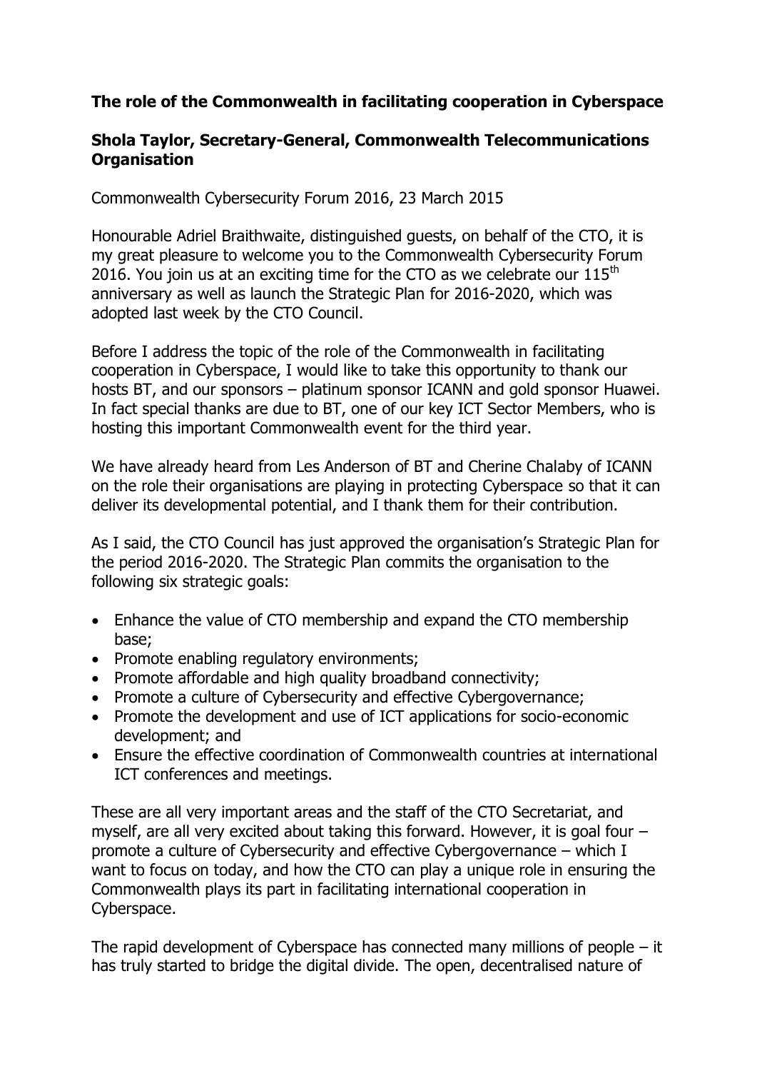**The role of the Commonwealth in facilitating cooperation in Cyberspace**

**Shola Taylor, Secretary-General, Commonwealth Telecommunications Organisation**

Commonwealth Cybersecurity Forum 2016, 23 March 2015

Honourable Adriel Braithwaite, distinguished guests, on behalf of the CTO, it is my great pleasure to welcome you to the Commonwealth Cybersecurity Forum 2016. You join us at an exciting time for the CTO as we celebrate our 115th anniversary as well as launch the Strategic Plan for 2016-2020, which was adopted last week by the CTO Council.

Before I address the topic of the role of the Commonwealth in facilitating cooperation in Cyberspace, I would like to take this opportunity to thank our hosts BT, and our sponsors – platinum sponsor ICANN and gold sponsor Huawei. In fact special thanks are due to BT, one of our key ICT Sector Members, who is hosting this important Commonwealth event for the third year.

We have already heard from Les Anderson of BT and Cherine Chalaby of ICANN on the role their organisations are playing in protecting Cyberspace so that it can deliver its developmental potential, and I thank them for their contribution.

As I said, the CTO Council has just approved the organisation's Strategic Plan for the period 2016-2020. The Strategic Plan commits the organisation to the following six strategic goals:

- Enhance the value of CTO membership and expand the CTO membership base;
- Promote enabling regulatory environments;
- Promote affordable and high quality broadband connectivity;
- Promote a culture of Cybersecurity and effective Cybergovernance;
- Promote the development and use of ICT applications for socio-economic development; and
- Ensure the effective coordination of Commonwealth countries at international ICT conferences and meetings.

These are all very important areas and the staff of the CTO Secretariat, and myself, are all very excited about taking this forward. However, it is goal four – promote a culture of Cybersecurity and effective Cybergovernance – which I want to focus on today, and how the CTO can play a unique role in ensuring the Commonwealth plays its part in facilitating international cooperation in Cyberspace.

The rapid development of Cyberspace has connected many millions of people – it has truly started to bridge the digital divide. The open, decentralised nature of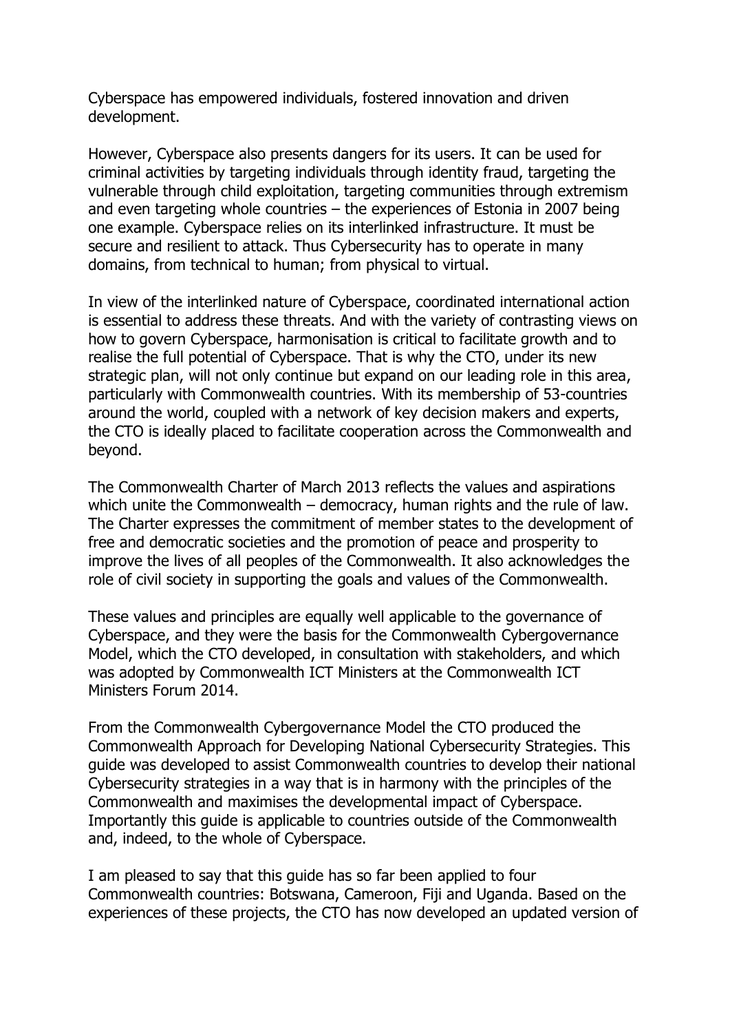Cyberspace has empowered individuals, fostered innovation and driven development.

However, Cyberspace also presents dangers for its users. It can be used for criminal activities by targeting individuals through identity fraud, targeting the vulnerable through child exploitation, targeting communities through extremism and even targeting whole countries – the experiences of Estonia in 2007 being one example. Cyberspace relies on its interlinked infrastructure. It must be secure and resilient to attack. Thus Cybersecurity has to operate in many domains, from technical to human; from physical to virtual.

In view of the interlinked nature of Cyberspace, coordinated international action is essential to address these threats. And with the variety of contrasting views on how to govern Cyberspace, harmonisation is critical to facilitate growth and to realise the full potential of Cyberspace. That is why the CTO, under its new strategic plan, will not only continue but expand on our leading role in this area, particularly with Commonwealth countries. With its membership of 53-countries around the world, coupled with a network of key decision makers and experts, the CTO is ideally placed to facilitate cooperation across the Commonwealth and beyond.

The Commonwealth Charter of March 2013 reflects the values and aspirations which unite the Commonwealth – democracy, human rights and the rule of law. The Charter expresses the commitment of member states to the development of free and democratic societies and the promotion of peace and prosperity to improve the lives of all peoples of the Commonwealth. It also acknowledges the role of civil society in supporting the goals and values of the Commonwealth.

These values and principles are equally well applicable to the governance of Cyberspace, and they were the basis for the Commonwealth Cybergovernance Model, which the CTO developed, in consultation with stakeholders, and which was adopted by Commonwealth ICT Ministers at the Commonwealth ICT Ministers Forum 2014.

From the Commonwealth Cybergovernance Model the CTO produced the Commonwealth Approach for Developing National Cybersecurity Strategies. This guide was developed to assist Commonwealth countries to develop their national Cybersecurity strategies in a way that is in harmony with the principles of the Commonwealth and maximises the developmental impact of Cyberspace. Importantly this guide is applicable to countries outside of the Commonwealth and, indeed, to the whole of Cyberspace.

I am pleased to say that this guide has so far been applied to four Commonwealth countries: Botswana, Cameroon, Fiji and Uganda. Based on the experiences of these projects, the CTO has now developed an updated version of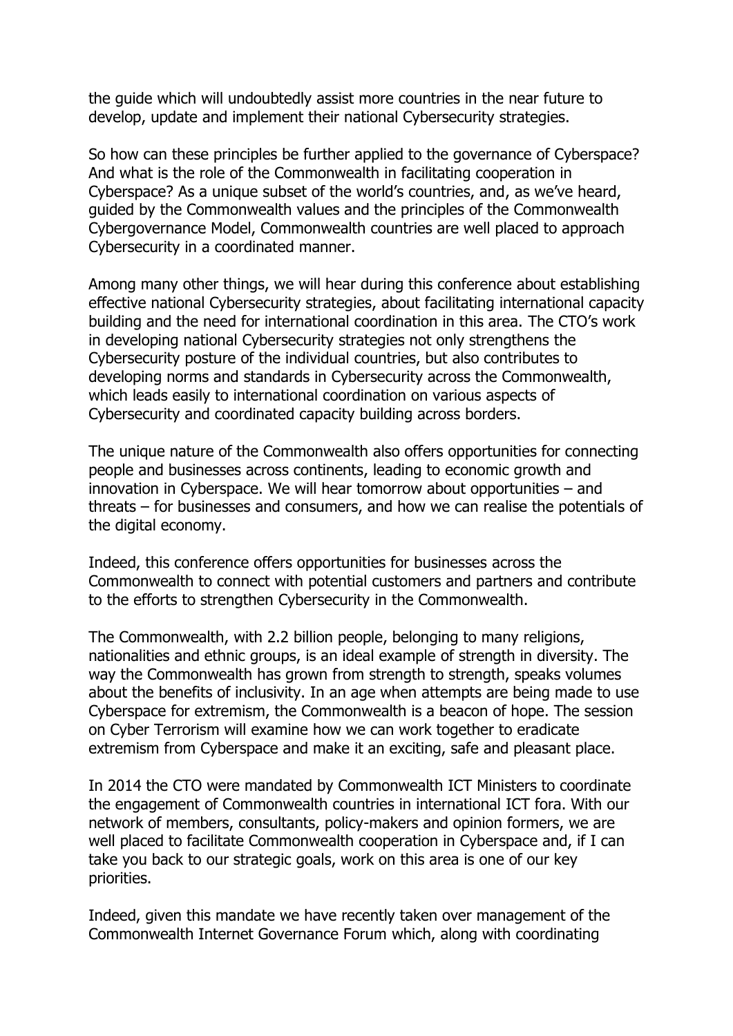the guide which will undoubtedly assist more countries in the near future to develop, update and implement their national Cybersecurity strategies.

So how can these principles be further applied to the governance of Cyberspace? And what is the role of the Commonwealth in facilitating cooperation in Cyberspace? As a unique subset of the world's countries, and, as we've heard, guided by the Commonwealth values and the principles of the Commonwealth Cybergovernance Model, Commonwealth countries are well placed to approach Cybersecurity in a coordinated manner.

Among many other things, we will hear during this conference about establishing effective national Cybersecurity strategies, about facilitating international capacity building and the need for international coordination in this area. The CTO's work in developing national Cybersecurity strategies not only strengthens the Cybersecurity posture of the individual countries, but also contributes to developing norms and standards in Cybersecurity across the Commonwealth, which leads easily to international coordination on various aspects of Cybersecurity and coordinated capacity building across borders.

The unique nature of the Commonwealth also offers opportunities for connecting people and businesses across continents, leading to economic growth and innovation in Cyberspace. We will hear tomorrow about opportunities – and threats – for businesses and consumers, and how we can realise the potentials of the digital economy.

Indeed, this conference offers opportunities for businesses across the Commonwealth to connect with potential customers and partners and contribute to the efforts to strengthen Cybersecurity in the Commonwealth.

The Commonwealth, with 2.2 billion people, belonging to many religions, nationalities and ethnic groups, is an ideal example of strength in diversity. The way the Commonwealth has grown from strength to strength, speaks volumes about the benefits of inclusivity. In an age when attempts are being made to use Cyberspace for extremism, the Commonwealth is a beacon of hope. The session on Cyber Terrorism will examine how we can work together to eradicate extremism from Cyberspace and make it an exciting, safe and pleasant place.

In 2014 the CTO were mandated by Commonwealth ICT Ministers to coordinate the engagement of Commonwealth countries in international ICT fora. With our network of members, consultants, policy-makers and opinion formers, we are well placed to facilitate Commonwealth cooperation in Cyberspace and, if I can take you back to our strategic goals, work on this area is one of our key priorities.

Indeed, given this mandate we have recently taken over management of the Commonwealth Internet Governance Forum which, along with coordinating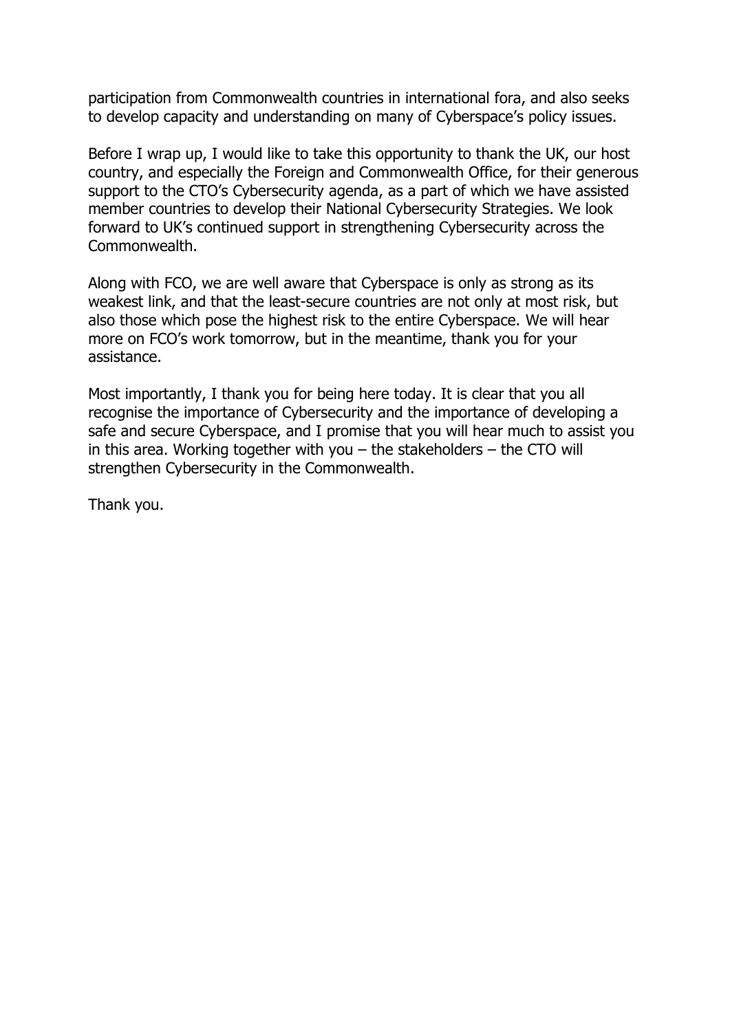participation from Commonwealth countries in international fora, and also seeks to develop capacity and understanding on many of Cyberspace's policy issues.

Before I wrap up, I would like to take this opportunity to thank the UK, our host country, and especially the Foreign and Commonwealth Office, for their generous support to the CTO's Cybersecurity agenda, as a part of which we have assisted member countries to develop their National Cybersecurity Strategies. We look forward to UK's continued support in strengthening Cybersecurity across the Commonwealth.

Along with FCO, we are well aware that Cyberspace is only as strong as its weakest link, and that the least-secure countries are not only at most risk, but also those which pose the highest risk to the entire Cyberspace. We will hear more on FCO's work tomorrow, but in the meantime, thank you for your assistance.

Most importantly, I thank you for being here today. It is clear that you all recognise the importance of Cybersecurity and the importance of developing a safe and secure Cyberspace, and I promise that you will hear much to assist you in this area. Working together with you – the stakeholders – the CTO will strengthen Cybersecurity in the Commonwealth.

Thank you.